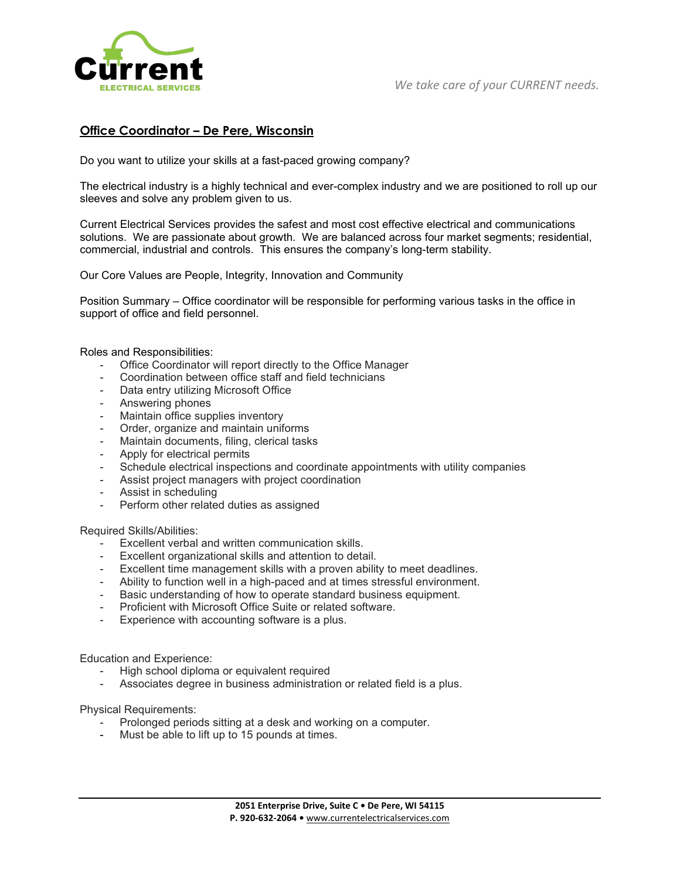Current ELECTRICAL SERVICES

*We take care of your CURRENT needs.*

## Office Coordinator – De Pere, Wisconsin

Do you want to utilize your skills at a fast-paced growing company?

The electrical industry is a highly technical and ever-complex industry and we are positioned to roll up our sleeves and solve any problem given to us.

Current Electrical Services provides the safest and most cost effective electrical and communications solutions. We are passionate about growth. We are balanced across four market segments; residential, commercial, industrial and controls. This ensures the company's long-term stability.

Our Core Values are People, Integrity, Innovation and Community

Position Summary – Office coordinator will be responsible for performing various tasks in the office in support of office and field personnel.

Roles and Responsibilities:

- Office Coordinator will report directly to the Office Manager
- Coordination between office staff and field technicians
- Data entry utilizing Microsoft Office
- Answering phones
- Maintain office supplies inventory
- Order, organize and maintain uniforms
- Maintain documents, filing, clerical tasks
- Apply for electrical permits
- Schedule electrical inspections and coordinate appointments with utility companies
- Assist project managers with project coordination
- Assist in scheduling
- Perform other related duties as assigned

Required Skills/Abilities:

- Excellent verbal and written communication skills.
- Excellent organizational skills and attention to detail.
- Excellent time management skills with a proven ability to meet deadlines.
- Ability to function well in a high-paced and at times stressful environment.
- Basic understanding of how to operate standard business equipment.
- Proficient with Microsoft Office Suite or related software.
- Experience with accounting software is a plus.

Education and Experience:

- High school diploma or equivalent required
- Associates degree in business administration or related field is a plus.

Physical Requirements:

- Prolonged periods sitting at a desk and working on a computer.
- Must be able to lift up to 15 pounds at times.

**2051 Enterprise Drive, Suite C • De Pere, WI 54115**
**P. 920-632-2064 •** www.currentelectricalservices.com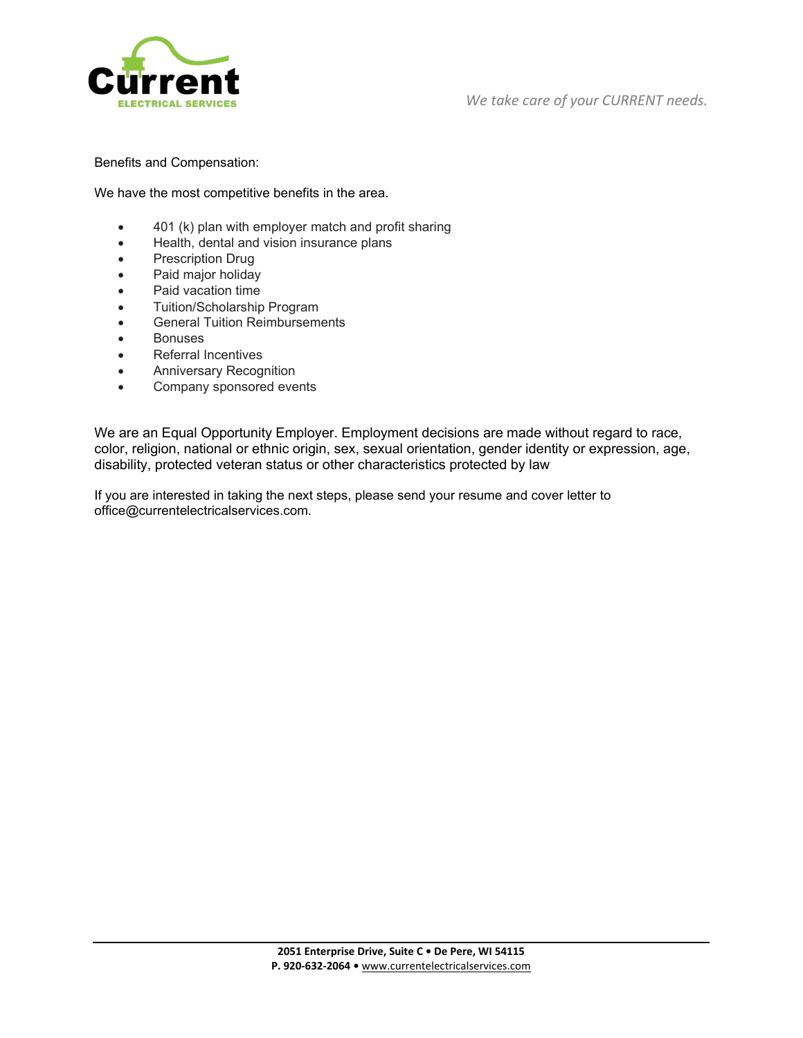Benefits and Compensation:

We have the most competitive benefits in the area.

- 401 (k) plan with employer match and profit sharing
- Health, dental and vision insurance plans
- Prescription Drug
- Paid major holiday
- Paid vacation time
- Tuition/Scholarship Program
- General Tuition Reimbursements
- Bonuses
- Referral Incentives
- Anniversary Recognition
- Company sponsored events

We are an Equal Opportunity Employer. Employment decisions are made without regard to race, color, religion, national or ethnic origin, sex, sexual orientation, gender identity or expression, age, disability, protected veteran status or other characteristics protected by law

If you are interested in taking the next steps, please send your resume and cover letter to office@currentelectricalservices.com.